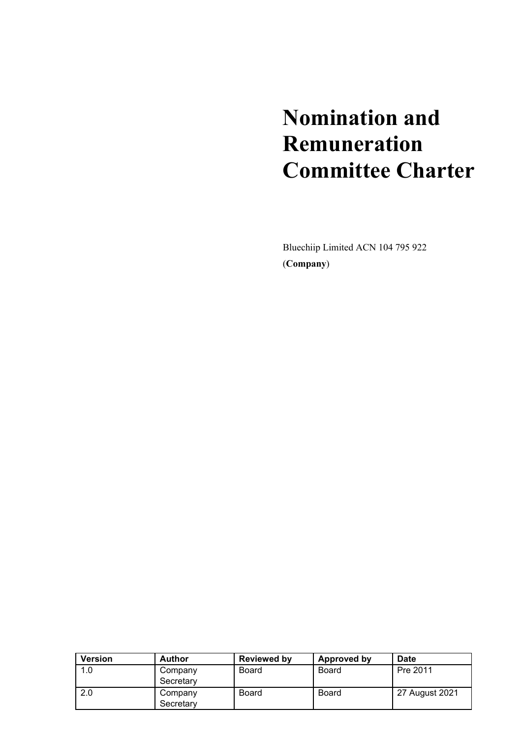# Nomination and Remuneration Committee Charter

Bluechiip Limited ACN 104 795 922

(**Company**)

| Version | Author | Reviewed by | Approved by | Date |
| --- | --- | --- | --- | --- |
| 1.0 | Company Secretary | Board | Board | Pre 2011 |
| 2.0 | Company Secretary | Board | Board | 27 August 2021 |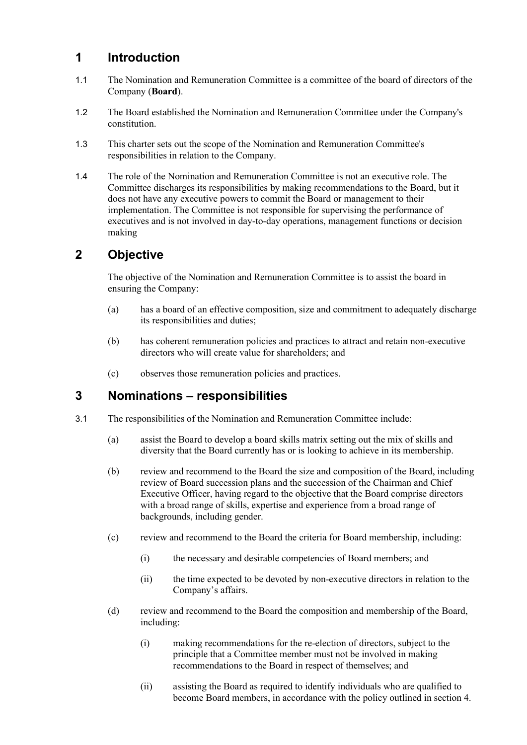# 1 Introduction

1.1 The Nomination and Remuneration Committee is a committee of the board of directors of the Company (**Board**).

1.2 The Board established the Nomination and Remuneration Committee under the Company's constitution.

1.3 This charter sets out the scope of the Nomination and Remuneration Committee's responsibilities in relation to the Company.

1.4 The role of the Nomination and Remuneration Committee is not an executive role. The Committee discharges its responsibilities by making recommendations to the Board, but it does not have any executive powers to commit the Board or management to their implementation. The Committee is not responsible for supervising the performance of executives and is not involved in day-to-day operations, management functions or decision making

# 2 Objective

The objective of the Nomination and Remuneration Committee is to assist the board in ensuring the Company:

(a) has a board of an effective composition, size and commitment to adequately discharge its responsibilities and duties;

(b) has coherent remuneration policies and practices to attract and retain non-executive directors who will create value for shareholders; and

(c) observes those remuneration policies and practices.

# 3 Nominations – responsibilities

3.1 The responsibilities of the Nomination and Remuneration Committee include:

(a) assist the Board to develop a board skills matrix setting out the mix of skills and diversity that the Board currently has or is looking to achieve in its membership.

(b) review and recommend to the Board the size and composition of the Board, including review of Board succession plans and the succession of the Chairman and Chief Executive Officer, having regard to the objective that the Board comprise directors with a broad range of skills, expertise and experience from a broad range of backgrounds, including gender.

(c) review and recommend to the Board the criteria for Board membership, including:

(i) the necessary and desirable competencies of Board members; and

(ii) the time expected to be devoted by non-executive directors in relation to the Company's affairs.

(d) review and recommend to the Board the composition and membership of the Board, including:

(i) making recommendations for the re-election of directors, subject to the principle that a Committee member must not be involved in making recommendations to the Board in respect of themselves; and

(ii) assisting the Board as required to identify individuals who are qualified to become Board members, in accordance with the policy outlined in section 4.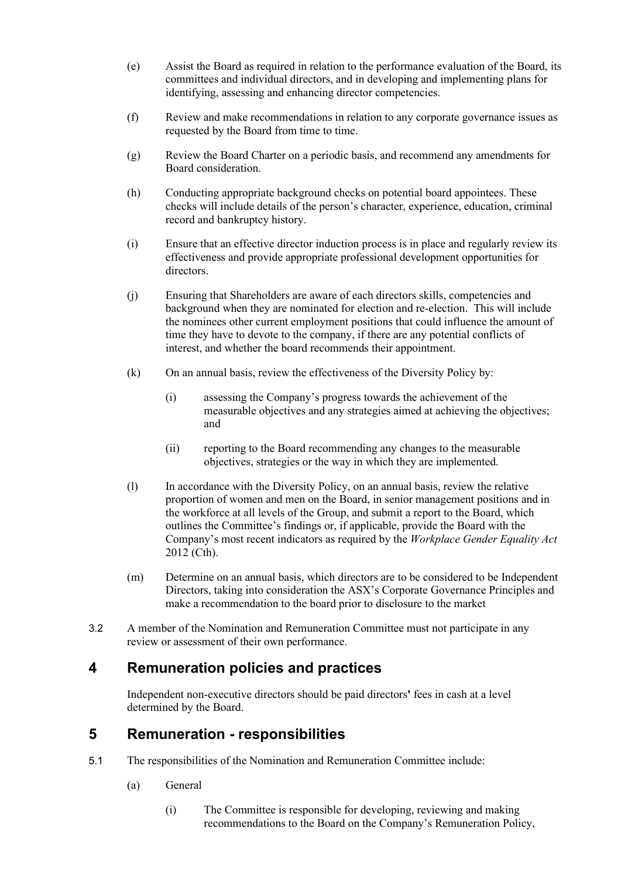(e) Assist the Board as required in relation to the performance evaluation of the Board, its committees and individual directors, and in developing and implementing plans for identifying, assessing and enhancing director competencies.

(f) Review and make recommendations in relation to any corporate governance issues as requested by the Board from time to time.

(g) Review the Board Charter on a periodic basis, and recommend any amendments for Board consideration.

(h) Conducting appropriate background checks on potential board appointees. These checks will include details of the person's character, experience, education, criminal record and bankruptcy history.

(i) Ensure that an effective director induction process is in place and regularly review its effectiveness and provide appropriate professional development opportunities for directors.

(j) Ensuring that Shareholders are aware of each directors skills, competencies and background when they are nominated for election and re-election. This will include the nominees other current employment positions that could influence the amount of time they have to devote to the company, if there are any potential conflicts of interest, and whether the board recommends their appointment.

(k) On an annual basis, review the effectiveness of the Diversity Policy by:

   (i) assessing the Company's progress towards the achievement of the measurable objectives and any strategies aimed at achieving the objectives; and

   (ii) reporting to the Board recommending any changes to the measurable objectives, strategies or the way in which they are implemented.

(l) In accordance with the Diversity Policy, on an annual basis, review the relative proportion of women and men on the Board, in senior management positions and in the workforce at all levels of the Group, and submit a report to the Board, which outlines the Committee's findings or, if applicable, provide the Board with the Company's most recent indicators as required by the *Workplace Gender Equality Act* 2012 (Cth).

(m) Determine on an annual basis, which directors are to be considered to be Independent Directors, taking into consideration the ASX's Corporate Governance Principles and make a recommendation to the board prior to disclosure to the market

3.2 A member of the Nomination and Remuneration Committee must not participate in any review or assessment of their own performance.

## 4 Remuneration policies and practices

Independent non-executive directors should be paid directors' fees in cash at a level determined by the Board.

## 5 Remuneration - responsibilities

5.1 The responsibilities of the Nomination and Remuneration Committee include:

(a) General

   (i) The Committee is responsible for developing, reviewing and making recommendations to the Board on the Company's Remuneration Policy,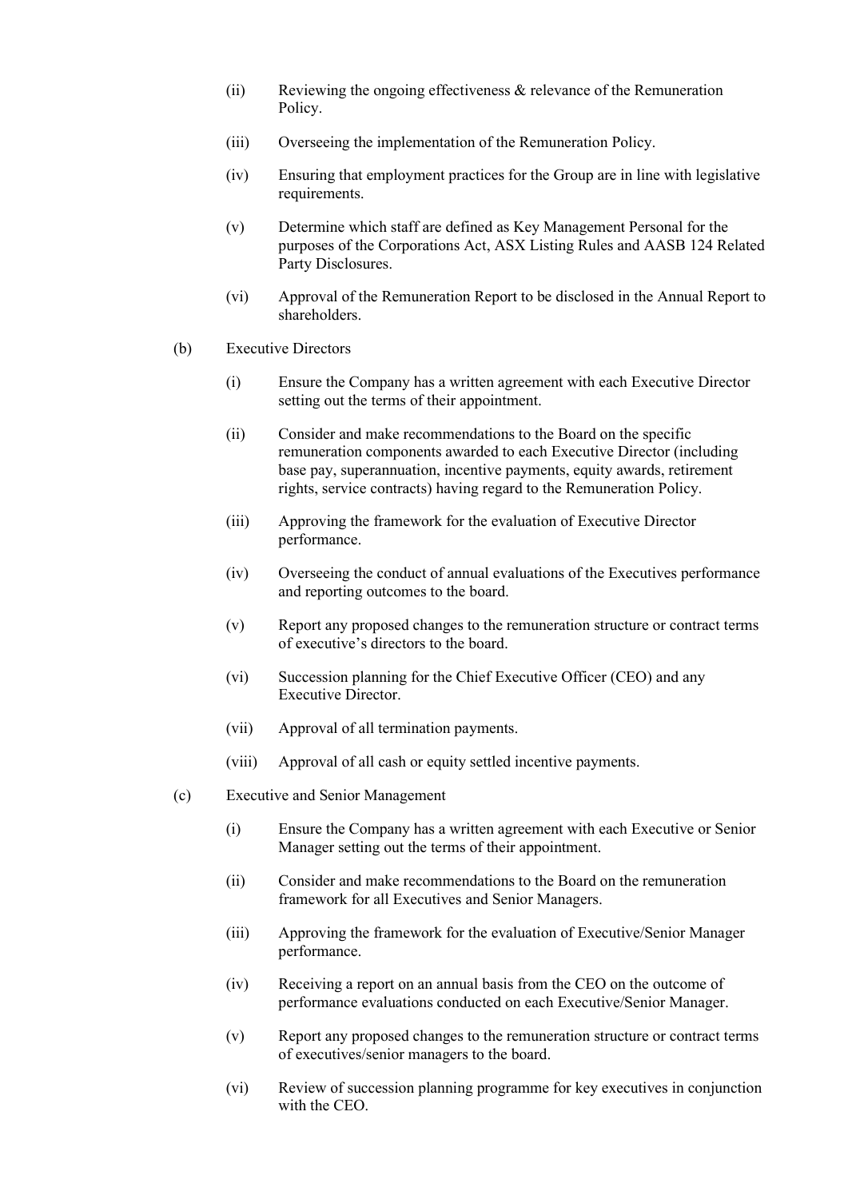(ii) Reviewing the ongoing effectiveness & relevance of the Remuneration Policy.

(iii) Overseeing the implementation of the Remuneration Policy.

(iv) Ensuring that employment practices for the Group are in line with legislative requirements.

(v) Determine which staff are defined as Key Management Personal for the purposes of the Corporations Act, ASX Listing Rules and AASB 124 Related Party Disclosures.

(vi) Approval of the Remuneration Report to be disclosed in the Annual Report to shareholders.

(b) Executive Directors

(i) Ensure the Company has a written agreement with each Executive Director setting out the terms of their appointment.

(ii) Consider and make recommendations to the Board on the specific remuneration components awarded to each Executive Director (including base pay, superannuation, incentive payments, equity awards, retirement rights, service contracts) having regard to the Remuneration Policy.

(iii) Approving the framework for the evaluation of Executive Director performance.

(iv) Overseeing the conduct of annual evaluations of the Executives performance and reporting outcomes to the board.

(v) Report any proposed changes to the remuneration structure or contract terms of executive's directors to the board.

(vi) Succession planning for the Chief Executive Officer (CEO) and any Executive Director.

(vii) Approval of all termination payments.

(viii) Approval of all cash or equity settled incentive payments.

(c) Executive and Senior Management

(i) Ensure the Company has a written agreement with each Executive or Senior Manager setting out the terms of their appointment.

(ii) Consider and make recommendations to the Board on the remuneration framework for all Executives and Senior Managers.

(iii) Approving the framework for the evaluation of Executive/Senior Manager performance.

(iv) Receiving a report on an annual basis from the CEO on the outcome of performance evaluations conducted on each Executive/Senior Manager.

(v) Report any proposed changes to the remuneration structure or contract terms of executives/senior managers to the board.

(vi) Review of succession planning programme for key executives in conjunction with the CEO.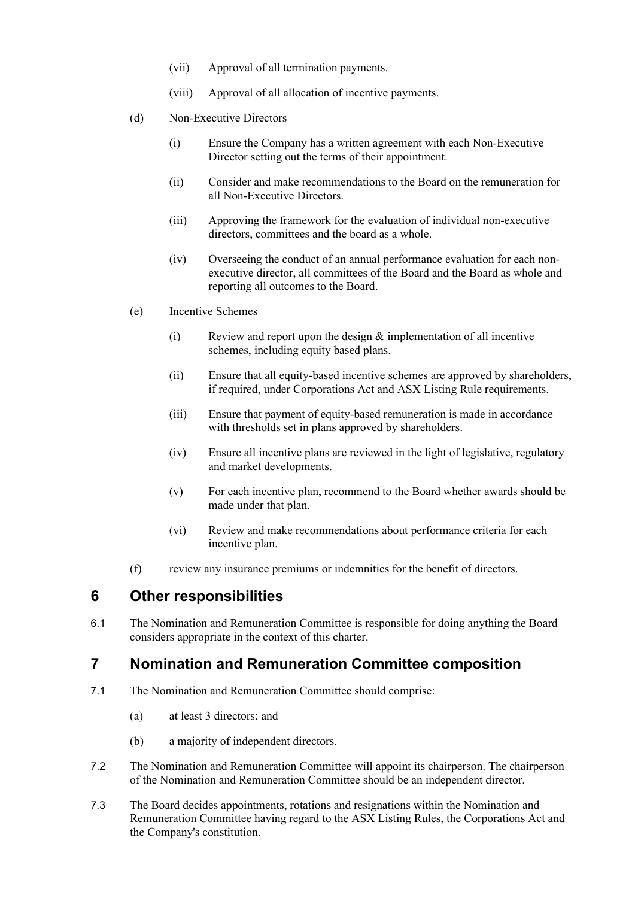(vii) Approval of all termination payments.

(viii) Approval of all allocation of incentive payments.

(d) Non-Executive Directors

(i) Ensure the Company has a written agreement with each Non-Executive Director setting out the terms of their appointment.

(ii) Consider and make recommendations to the Board on the remuneration for all Non-Executive Directors.

(iii) Approving the framework for the evaluation of individual non-executive directors, committees and the board as a whole.

(iv) Overseeing the conduct of an annual performance evaluation for each non-executive director, all committees of the Board and the Board as whole and reporting all outcomes to the Board.

(e) Incentive Schemes

(i) Review and report upon the design & implementation of all incentive schemes, including equity based plans.

(ii) Ensure that all equity-based incentive schemes are approved by shareholders, if required, under Corporations Act and ASX Listing Rule requirements.

(iii) Ensure that payment of equity-based remuneration is made in accordance with thresholds set in plans approved by shareholders.

(iv) Ensure all incentive plans are reviewed in the light of legislative, regulatory and market developments.

(v) For each incentive plan, recommend to the Board whether awards should be made under that plan.

(vi) Review and make recommendations about performance criteria for each incentive plan.

(f) review any insurance premiums or indemnities for the benefit of directors.

## 6 Other responsibilities

6.1 The Nomination and Remuneration Committee is responsible for doing anything the Board considers appropriate in the context of this charter.

## 7 Nomination and Remuneration Committee composition

7.1 The Nomination and Remuneration Committee should comprise:

(a) at least 3 directors; and

(b) a majority of independent directors.

7.2 The Nomination and Remuneration Committee will appoint its chairperson. The chairperson of the Nomination and Remuneration Committee should be an independent director.

7.3 The Board decides appointments, rotations and resignations within the Nomination and Remuneration Committee having regard to the ASX Listing Rules, the Corporations Act and the Company's constitution.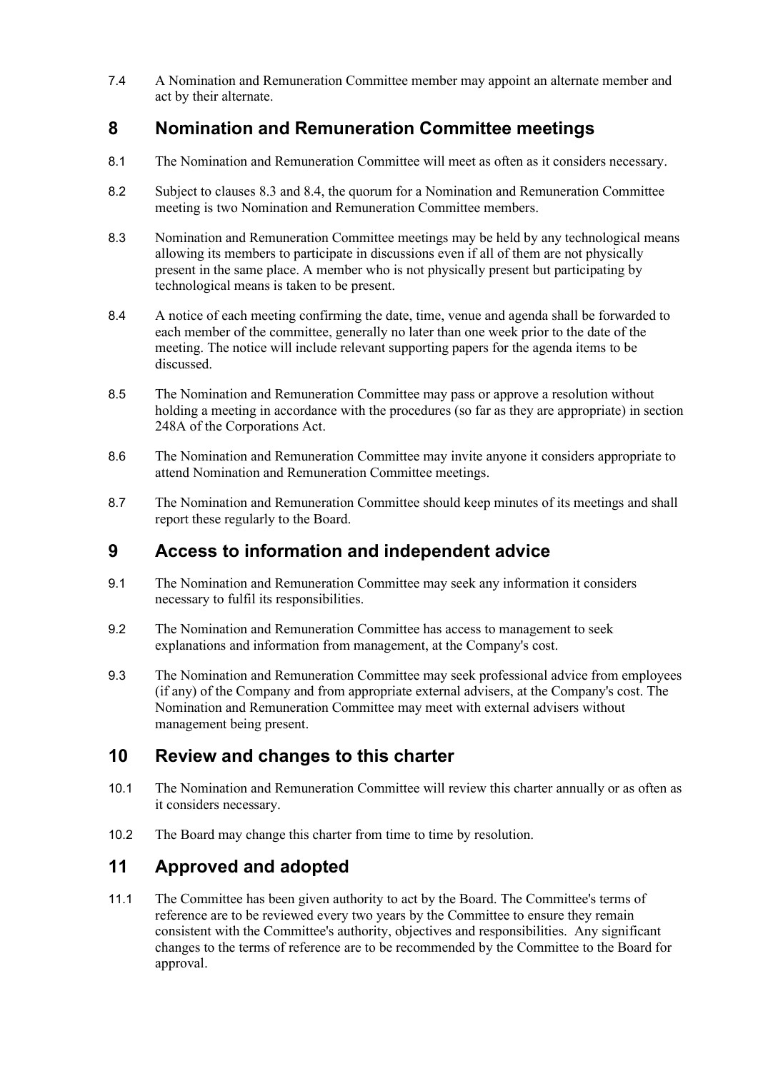7.4 A Nomination and Remuneration Committee member may appoint an alternate member and act by their alternate.

## 8 Nomination and Remuneration Committee meetings

8.1 The Nomination and Remuneration Committee will meet as often as it considers necessary.

8.2 Subject to clauses 8.3 and 8.4, the quorum for a Nomination and Remuneration Committee meeting is two Nomination and Remuneration Committee members.

8.3 Nomination and Remuneration Committee meetings may be held by any technological means allowing its members to participate in discussions even if all of them are not physically present in the same place. A member who is not physically present but participating by technological means is taken to be present.

8.4 A notice of each meeting confirming the date, time, venue and agenda shall be forwarded to each member of the committee, generally no later than one week prior to the date of the meeting. The notice will include relevant supporting papers for the agenda items to be discussed.

8.5 The Nomination and Remuneration Committee may pass or approve a resolution without holding a meeting in accordance with the procedures (so far as they are appropriate) in section 248A of the Corporations Act.

8.6 The Nomination and Remuneration Committee may invite anyone it considers appropriate to attend Nomination and Remuneration Committee meetings.

8.7 The Nomination and Remuneration Committee should keep minutes of its meetings and shall report these regularly to the Board.

## 9 Access to information and independent advice

9.1 The Nomination and Remuneration Committee may seek any information it considers necessary to fulfil its responsibilities.

9.2 The Nomination and Remuneration Committee has access to management to seek explanations and information from management, at the Company's cost.

9.3 The Nomination and Remuneration Committee may seek professional advice from employees (if any) of the Company and from appropriate external advisers, at the Company's cost. The Nomination and Remuneration Committee may meet with external advisers without management being present.

## 10 Review and changes to this charter

10.1 The Nomination and Remuneration Committee will review this charter annually or as often as it considers necessary.

10.2 The Board may change this charter from time to time by resolution.

## 11 Approved and adopted

11.1 The Committee has been given authority to act by the Board. The Committee's terms of reference are to be reviewed every two years by the Committee to ensure they remain consistent with the Committee's authority, objectives and responsibilities. Any significant changes to the terms of reference are to be recommended by the Committee to the Board for approval.